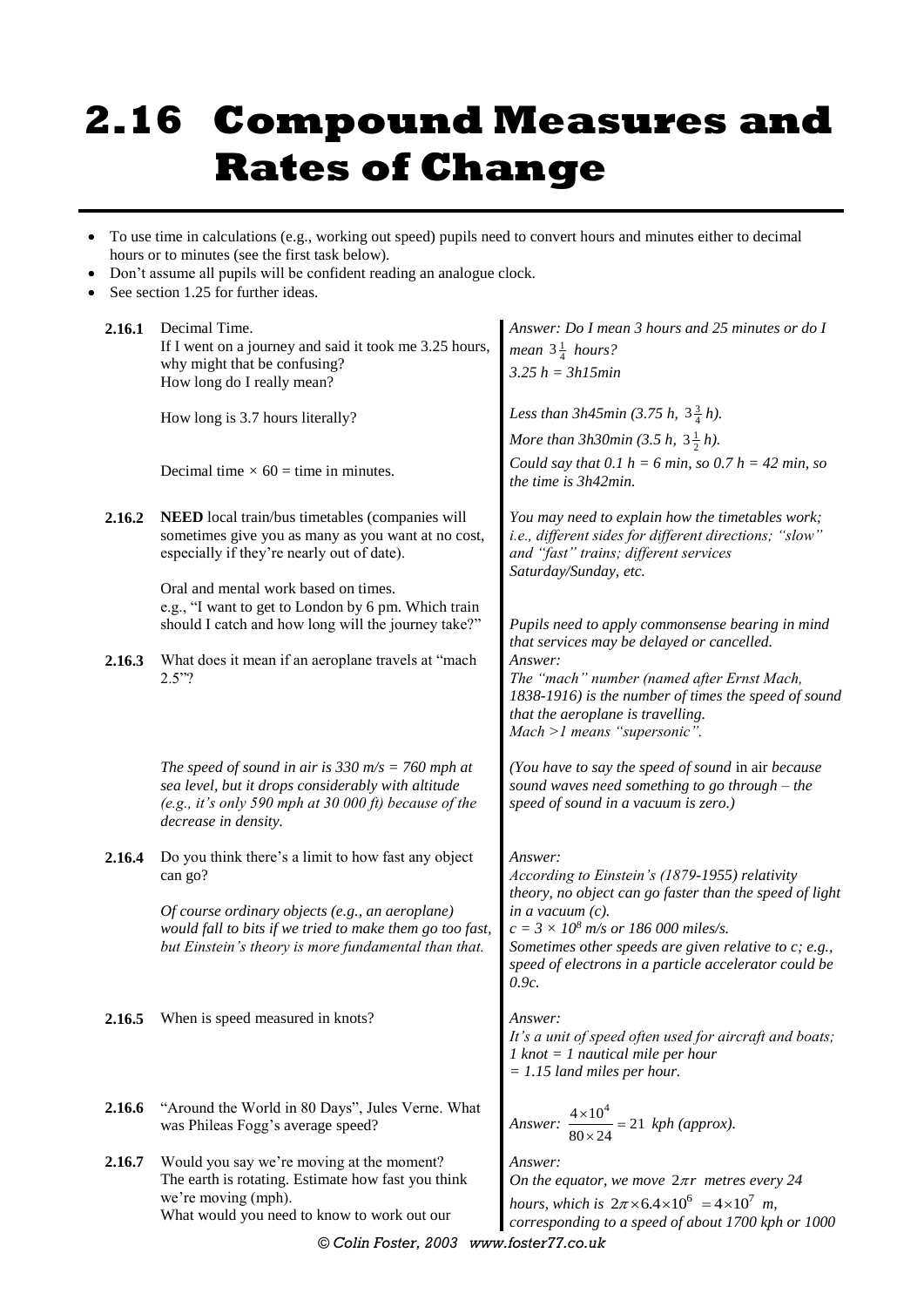# 2.16 Compound Measures and Rates of Change

- To use time in calculations (e.g., working out speed) pupils need to convert hours and minutes either to decimal hours or to minutes (see the first task below).
- Don't assume all pupils will be confident reading an analogue clock.
- See section 1.25 for further ideas.

| | | |
|---|---|---|
| **2.16.1** | Decimal Time.<br>If I went on a journey and said it took me 3.25 hours, why might that be confusing?<br>How long do I really mean? | *Answer: Do I mean 3 hours and 25 minutes or do I mean $3\frac{1}{4}$ hours?*<br>*3.25 h = 3h15min* |
| | How long is 3.7 hours literally? | *Less than 3h45min (3.75 h, $3\frac{3}{4}$ h).*<br>*More than 3h30min (3.5 h, $3\frac{1}{2}$ h).* |
| | Decimal time × 60 = time in minutes. | *Could say that 0.1 h = 6 min, so 0.7 h = 42 min, so the time is 3h42min.* |
| **2.16.2** | **NEED** local train/bus timetables (companies will sometimes give you as many as you want at no cost, especially if they're nearly out of date).<br><br>Oral and mental work based on times.<br>e.g., "I want to get to London by 6 pm. Which train should I catch and how long will the journey take?" | *You may need to explain how the timetables work; i.e., different sides for different directions; "slow" and "fast" trains; different services Saturday/Sunday, etc.*<br><br>*Pupils need to apply commonsense bearing in mind that services may be delayed or cancelled.* |
| **2.16.3** | What does it mean if an aeroplane travels at "mach 2.5"? | *Answer:*<br>*The "mach" number (named after Ernst Mach, 1838-1916) is the number of times the speed of sound that the aeroplane is travelling.*<br>*Mach >1 means "supersonic".* |
| | *The speed of sound in air is 330 m/s = 760 mph at sea level, but it drops considerably with altitude (e.g., it's only 590 mph at 30 000 ft) because of the decrease in density.* | *(You have to say the speed of sound* in air *because sound waves need something to go through – the speed of sound in a vacuum is zero.)* |
| **2.16.4** | Do you think there's a limit to how fast any object can go?<br><br>*Of course ordinary objects (e.g., an aeroplane) would fall to bits if we tried to make them go too fast, but Einstein's theory is more fundamental than that.* | *Answer:*<br>*According to Einstein's (1879-1955) relativity theory, no object can go faster than the speed of light in a vacuum (c).*<br>*$c = 3 \times 10^8$ m/s or 186 000 miles/s.*<br>*Sometimes other speeds are given relative to c; e.g., speed of electrons in a particle accelerator could be 0.9c.* |
| **2.16.5** | When is speed measured in knots? | *Answer:*<br>*It's a unit of speed often used for aircraft and boats; 1 knot = 1 nautical mile per hour*<br>*= 1.15 land miles per hour.* |
| **2.16.6** | "Around the World in 80 Days", Jules Verne. What was Phileas Fogg's average speed? | *Answer:* $\frac{4\times10^4}{80\times24} = 21$ *kph (approx).* |
| **2.16.7** | Would you say we're moving at the moment?<br>The earth is rotating. Estimate how fast you think we're moving (mph).<br>What would you need to know to work out our | *Answer:*<br>*On the equator, we move $2\pi r$ metres every 24 hours, which is $2\pi\times6.4\times10^6 = 4\times10^7$ m, corresponding to a speed of about 1700 kph or 1000* |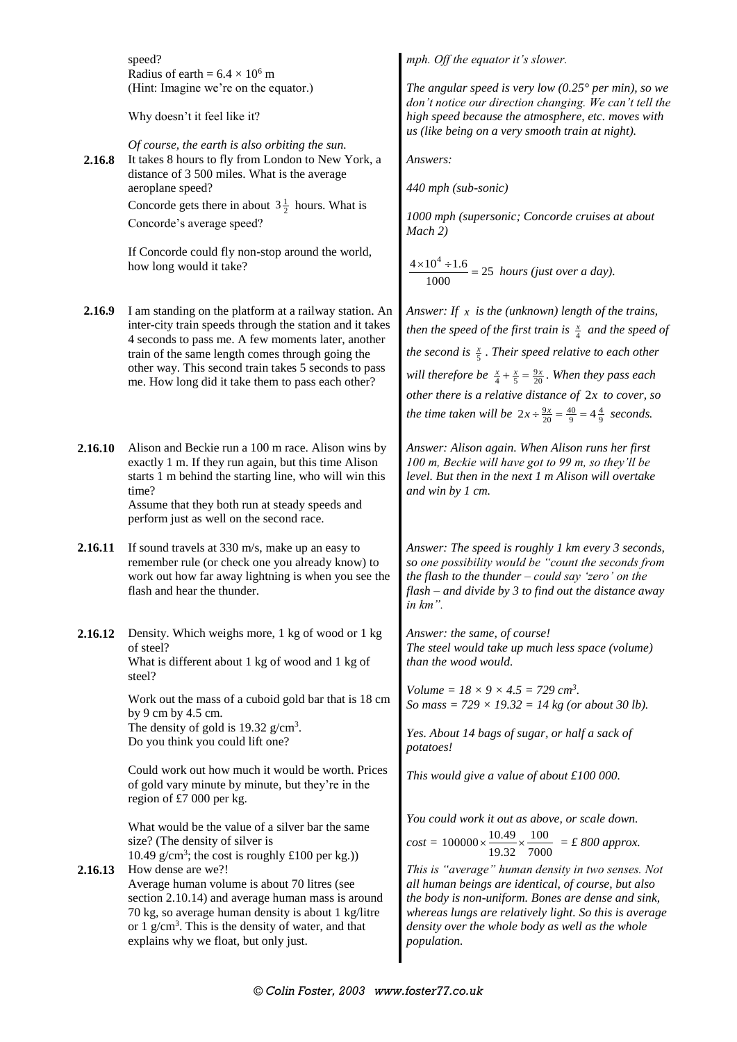speed?
Radius of earth = $6.4 \times 10^6$ m
(Hint: Imagine we're on the equator.)

Why doesn't it feel like it?

*Of course, the earth is also orbiting the sun.*

*mph. Off the equator it's slower.*

*The angular speed is very low (0.25° per min), so we don't notice our direction changing. We can't tell the high speed because the atmosphere, etc. moves with us (like being on a very smooth train at night).*

**2.16.8** It takes 8 hours to fly from London to New York, a distance of 3 500 miles. What is the average aeroplane speed?

Concorde gets there in about $3\frac{1}{2}$ hours. What is Concorde's average speed?

If Concorde could fly non-stop around the world, how long would it take?

*Answers:*

*440 mph (sub-sonic)*

*1000 mph (supersonic; Concorde cruises at about Mach 2)*

$\frac{4\times10^4 \div 1.6}{1000} = 25$ *hours (just over a day).*

**2.16.9** I am standing on the platform at a railway station. An inter-city train speeds through the station and it takes 4 seconds to pass me. A few moments later, another train of the same length comes through going the other way. This second train takes 5 seconds to pass me. How long did it take them to pass each other?

*Answer: If $x$ is the (unknown) length of the trains, then the speed of the first train is $\frac{x}{4}$ and the speed of the second is $\frac{x}{5}$. Their speed relative to each other will therefore be $\frac{x}{4}+\frac{x}{5}=\frac{9x}{20}$. When they pass each other there is a relative distance of $2x$ to cover, so the time taken will be $2x \div \frac{9x}{20} = \frac{40}{9} = 4\frac{4}{9}$ seconds.*

**2.16.10** Alison and Beckie run a 100 m race. Alison wins by exactly 1 m. If they run again, but this time Alison starts 1 m behind the starting line, who will win this time?
Assume that they both run at steady speeds and perform just as well on the second race.

*Answer: Alison again. When Alison runs her first 100 m, Beckie will have got to 99 m, so they'll be level. But then in the next 1 m Alison will overtake and win by 1 cm.*

**2.16.11** If sound travels at 330 m/s, make up an easy to remember rule (or check one you already know) to work out how far away lightning is when you see the flash and hear the thunder.

*Answer: The speed is roughly 1 km every 3 seconds, so one possibility would be "count the seconds from the flash to the thunder – could say 'zero' on the flash – and divide by 3 to find out the distance away in km".*

**2.16.12** Density. Which weighs more, 1 kg of wood or 1 kg of steel?
What is different about 1 kg of wood and 1 kg of steel?

*Answer: the same, of course!*
*The steel would take up much less space (volume) than the wood would.*

Work out the mass of a cuboid gold bar that is 18 cm by 9 cm by 4.5 cm.
The density of gold is 19.32 g/cm$^3$.
Do you think you could lift one?

*Volume = 18 × 9 × 4.5 = 729 cm$^3$.*
*So mass = 729 × 19.32 = 14 kg (or about 30 lb).*

*Yes. About 14 bags of sugar, or half a sack of potatoes!*

Could work out how much it would be worth. Prices of gold vary minute by minute, but they're in the region of £7 000 per kg.

*This would give a value of about £100 000.*

What would be the value of a silver bar the same size? (The density of silver is 10.49 g/cm$^3$; the cost is roughly £100 per kg.))

*You could work it out as above, or scale down.*
$cost = 100000 \times \frac{10.49}{19.32} \times \frac{100}{7000}$ *= £ 800 approx.*

**2.16.13** How dense are we?!
Average human volume is about 70 litres (see section 2.10.14) and average human mass is around 70 kg, so average human density is about 1 kg/litre or 1 g/cm$^3$. This is the density of water, and that explains why we float, but only just.

*This is "average" human density in two senses. Not all human beings are identical, of course, but also the body is non-uniform. Bones are dense and sink, whereas lungs are relatively light. So this is average density over the whole body as well as the whole population.*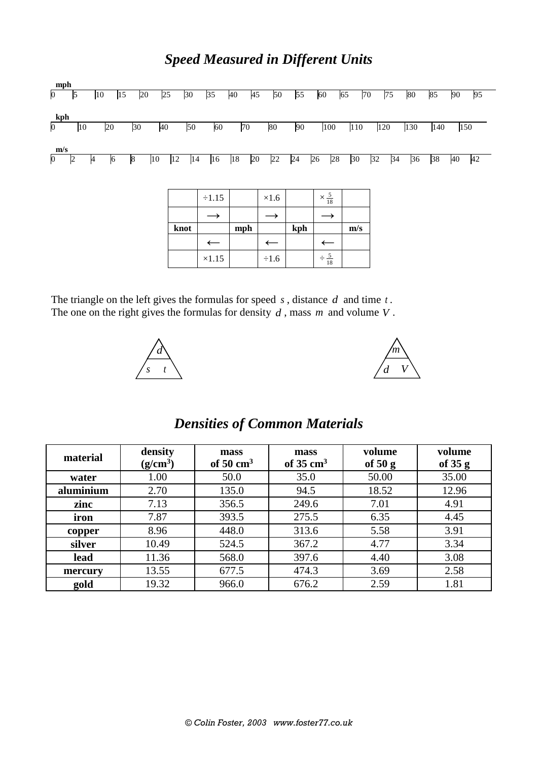# *Speed Measured in Different Units*

**mph**

0 5 10 15 20 25 30 35 40 45 50 55 60 65 70 75 80 85 90 95

**kph**

0 10 20 30 40 50 60 70 80 90 100 110 120 130 140 150

**m/s**

0 2 4 6 8 10 12 14 16 18 20 22 24 26 28 30 32 34 36 38 40 42

| | | | | | | |
|---|---|---|---|---|---|---|
| | $\div 1.15$ | | $\times 1.6$ | | $\times \frac{5}{18}$ | |
| | $\rightarrow$ | | $\rightarrow$ | | $\rightarrow$ | |
| **knot** | | **mph** | | **kph** | | **m/s** |
| | $\leftarrow$ | | $\leftarrow$ | | $\leftarrow$ | |
| | $\times 1.15$ | | $\div 1.6$ | | $\div \frac{5}{18}$ | |

The triangle on the left gives the formulas for speed $s$, distance $d$ and time $t$.
The one on the right gives the formulas for density $d$, mass $m$ and volume $V$.

$d$
$s \quad t$

$m$
$d \quad V$

# *Densities of Common Materials*

| material | density ($g/cm^3$) | mass of 50 $cm^3$ | mass of 35 $cm^3$ | volume of 50 g | volume of 35 g |
|---|---|---|---|---|---|
| **water** | 1.00 | 50.0 | 35.0 | 50.00 | 35.00 |
| **aluminium** | 2.70 | 135.0 | 94.5 | 18.52 | 12.96 |
| **zinc** | 7.13 | 356.5 | 249.6 | 7.01 | 4.91 |
| **iron** | 7.87 | 393.5 | 275.5 | 6.35 | 4.45 |
| **copper** | 8.96 | 448.0 | 313.6 | 5.58 | 3.91 |
| **silver** | 10.49 | 524.5 | 367.2 | 4.77 | 3.34 |
| **lead** | 11.36 | 568.0 | 397.6 | 4.40 | 3.08 |
| **mercury** | 13.55 | 677.5 | 474.3 | 3.69 | 2.58 |
| **gold** | 19.32 | 966.0 | 676.2 | 2.59 | 1.81 |

*© Colin Foster, 2003 www.foster77.co.uk*